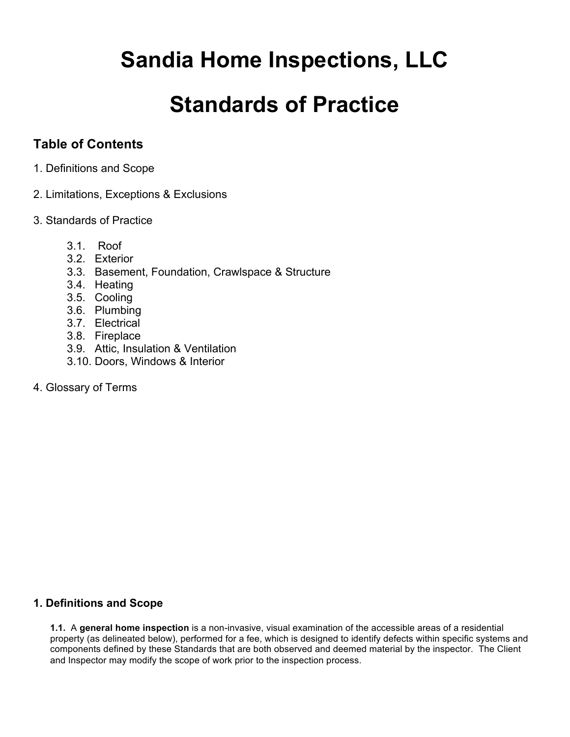# Sandia Home Inspections, LLC

# Standards of Practice

## Table of Contents

1. Definitions and Scope

2. Limitations, Exceptions & Exclusions

3. Standards of Practice

   3.1. Roof
   3.2. Exterior
   3.3. Basement, Foundation, Crawlspace & Structure
   3.4. Heating
   3.5. Cooling
   3.6. Plumbing
   3.7. Electrical
   3.8. Fireplace
   3.9. Attic, Insulation & Ventilation
   3.10. Doors, Windows & Interior

4. Glossary of Terms

## 1. Definitions and Scope

**1.1.** A **general home inspection** is a non-invasive, visual examination of the accessible areas of a residential property (as delineated below), performed for a fee, which is designed to identify defects within specific systems and components defined by these Standards that are both observed and deemed material by the inspector. The Client and Inspector may modify the scope of work prior to the inspection process.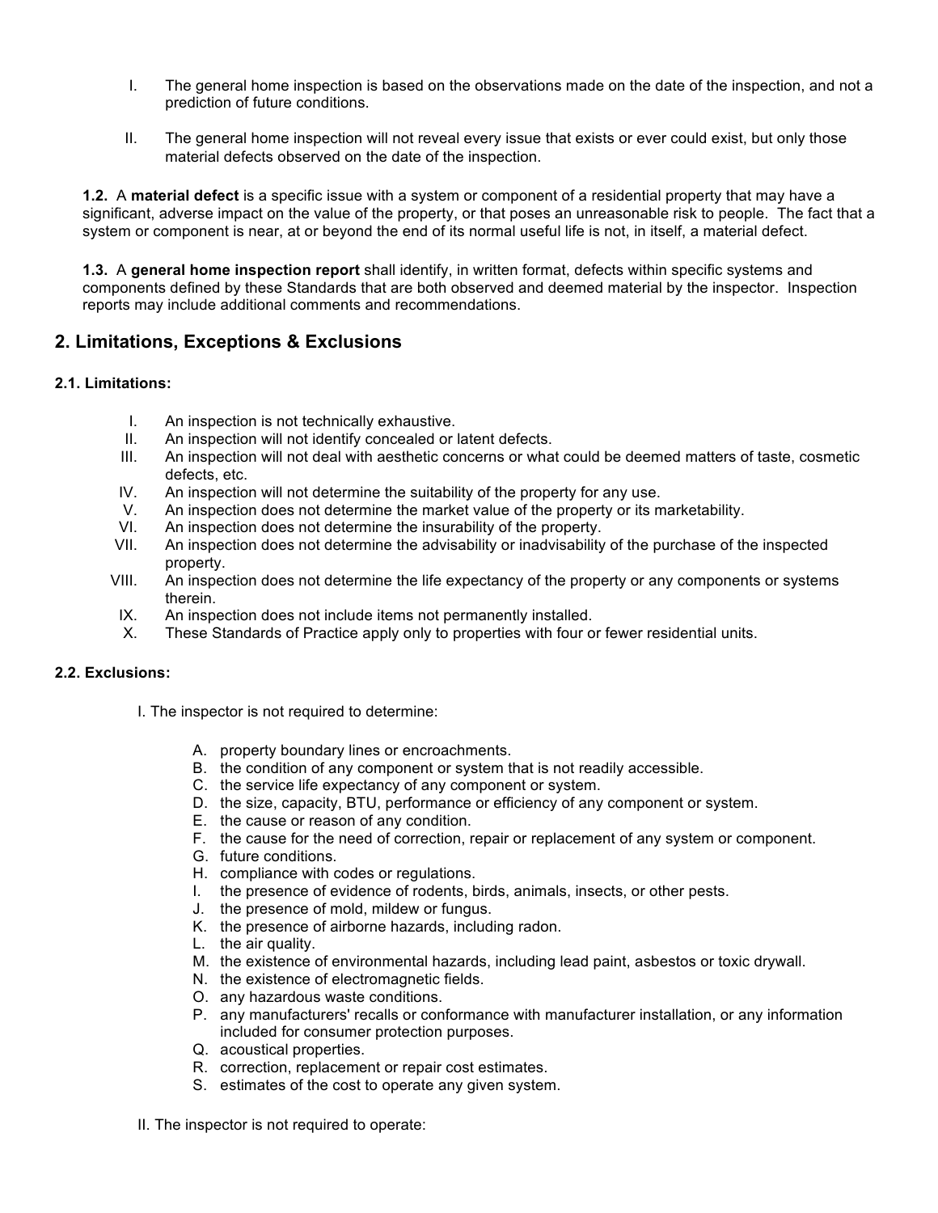I. The general home inspection is based on the observations made on the date of the inspection, and not a prediction of future conditions.

II. The general home inspection will not reveal every issue that exists or ever could exist, but only those material defects observed on the date of the inspection.

**1.2.** A **material defect** is a specific issue with a system or component of a residential property that may have a significant, adverse impact on the value of the property, or that poses an unreasonable risk to people. The fact that a system or component is near, at or beyond the end of its normal useful life is not, in itself, a material defect.

**1.3.** A **general home inspection report** shall identify, in written format, defects within specific systems and components defined by these Standards that are both observed and deemed material by the inspector. Inspection reports may include additional comments and recommendations.

## 2. Limitations, Exceptions & Exclusions

### 2.1. Limitations:

I. An inspection is not technically exhaustive.
II. An inspection will not identify concealed or latent defects.
III. An inspection will not deal with aesthetic concerns or what could be deemed matters of taste, cosmetic defects, etc.
IV. An inspection will not determine the suitability of the property for any use.
V. An inspection does not determine the market value of the property or its marketability.
VI. An inspection does not determine the insurability of the property.
VII. An inspection does not determine the advisability or inadvisability of the purchase of the inspected property.
VIII. An inspection does not determine the life expectancy of the property or any components or systems therein.
IX. An inspection does not include items not permanently installed.
X. These Standards of Practice apply only to properties with four or fewer residential units.

### 2.2. Exclusions:

I. The inspector is not required to determine:

A. property boundary lines or encroachments.
B. the condition of any component or system that is not readily accessible.
C. the service life expectancy of any component or system.
D. the size, capacity, BTU, performance or efficiency of any component or system.
E. the cause or reason of any condition.
F. the cause for the need of correction, repair or replacement of any system or component.
G. future conditions.
H. compliance with codes or regulations.
I. the presence of evidence of rodents, birds, animals, insects, or other pests.
J. the presence of mold, mildew or fungus.
K. the presence of airborne hazards, including radon.
L. the air quality.
M. the existence of environmental hazards, including lead paint, asbestos or toxic drywall.
N. the existence of electromagnetic fields.
O. any hazardous waste conditions.
P. any manufacturers' recalls or conformance with manufacturer installation, or any information included for consumer protection purposes.
Q. acoustical properties.
R. correction, replacement or repair cost estimates.
S. estimates of the cost to operate any given system.

II. The inspector is not required to operate: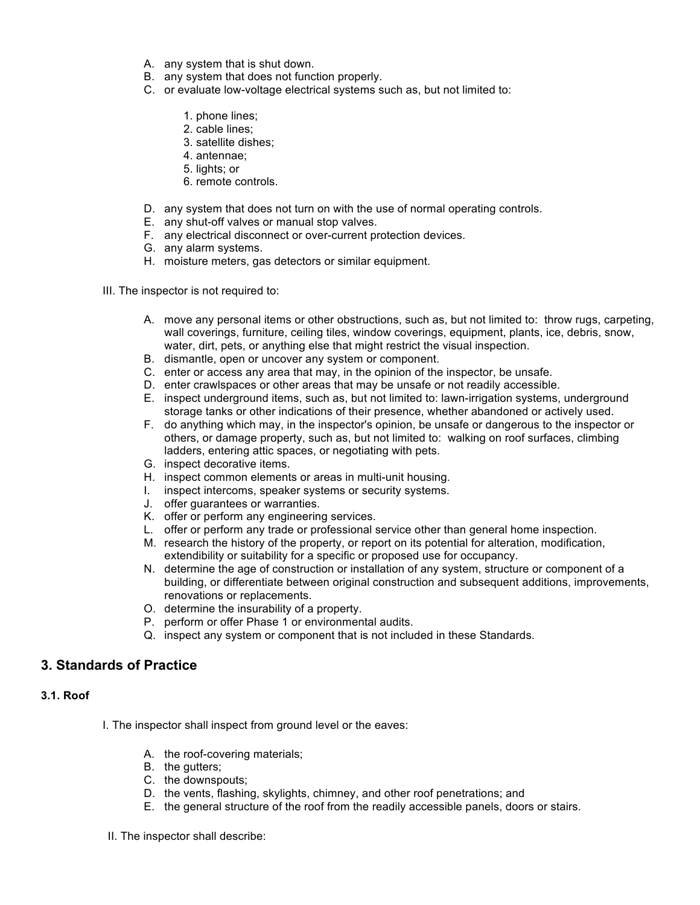A. any system that is shut down.
B. any system that does not function properly.
C. or evaluate low-voltage electrical systems such as, but not limited to:

    1. phone lines;
    2. cable lines;
    3. satellite dishes;
    4. antennae;
    5. lights; or
    6. remote controls.

D. any system that does not turn on with the use of normal operating controls.
E. any shut-off valves or manual stop valves.
F. any electrical disconnect or over-current protection devices.
G. any alarm systems.
H. moisture meters, gas detectors or similar equipment.

III. The inspector is not required to:

A. move any personal items or other obstructions, such as, but not limited to: throw rugs, carpeting, wall coverings, furniture, ceiling tiles, window coverings, equipment, plants, ice, debris, snow, water, dirt, pets, or anything else that might restrict the visual inspection.
B. dismantle, open or uncover any system or component.
C. enter or access any area that may, in the opinion of the inspector, be unsafe.
D. enter crawlspaces or other areas that may be unsafe or not readily accessible.
E. inspect underground items, such as, but not limited to: lawn-irrigation systems, underground storage tanks or other indications of their presence, whether abandoned or actively used.
F. do anything which may, in the inspector's opinion, be unsafe or dangerous to the inspector or others, or damage property, such as, but not limited to: walking on roof surfaces, climbing ladders, entering attic spaces, or negotiating with pets.
G. inspect decorative items.
H. inspect common elements or areas in multi-unit housing.
I. inspect intercoms, speaker systems or security systems.
J. offer guarantees or warranties.
K. offer or perform any engineering services.
L. offer or perform any trade or professional service other than general home inspection.
M. research the history of the property, or report on its potential for alteration, modification, extendibility or suitability for a specific or proposed use for occupancy.
N. determine the age of construction or installation of any system, structure or component of a building, or differentiate between original construction and subsequent additions, improvements, renovations or replacements.
O. determine the insurability of a property.
P. perform or offer Phase 1 or environmental audits.
Q. inspect any system or component that is not included in these Standards.

## 3. Standards of Practice

### 3.1. Roof

I. The inspector shall inspect from ground level or the eaves:

A. the roof-covering materials;
B. the gutters;
C. the downspouts;
D. the vents, flashing, skylights, chimney, and other roof penetrations; and
E. the general structure of the roof from the readily accessible panels, doors or stairs.

II. The inspector shall describe: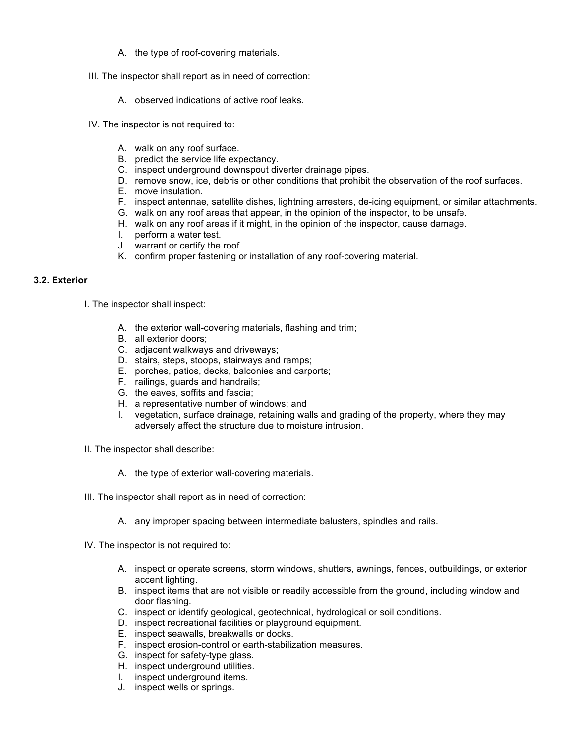A. the type of roof-covering materials.

III. The inspector shall report as in need of correction:

A. observed indications of active roof leaks.

IV. The inspector is not required to:

A. walk on any roof surface.
B. predict the service life expectancy.
C. inspect underground downspout diverter drainage pipes.
D. remove snow, ice, debris or other conditions that prohibit the observation of the roof surfaces.
E. move insulation.
F. inspect antennae, satellite dishes, lightning arresters, de-icing equipment, or similar attachments.
G. walk on any roof areas that appear, in the opinion of the inspector, to be unsafe.
H. walk on any roof areas if it might, in the opinion of the inspector, cause damage.
I. perform a water test.
J. warrant or certify the roof.
K. confirm proper fastening or installation of any roof-covering material.

**3.2. Exterior**

I. The inspector shall inspect:

A. the exterior wall-covering materials, flashing and trim;
B. all exterior doors;
C. adjacent walkways and driveways;
D. stairs, steps, stoops, stairways and ramps;
E. porches, patios, decks, balconies and carports;
F. railings, guards and handrails;
G. the eaves, soffits and fascia;
H. a representative number of windows; and
I. vegetation, surface drainage, retaining walls and grading of the property, where they may adversely affect the structure due to moisture intrusion.

II. The inspector shall describe:

A. the type of exterior wall-covering materials.

III. The inspector shall report as in need of correction:

A. any improper spacing between intermediate balusters, spindles and rails.

IV. The inspector is not required to:

A. inspect or operate screens, storm windows, shutters, awnings, fences, outbuildings, or exterior accent lighting.
B. inspect items that are not visible or readily accessible from the ground, including window and door flashing.
C. inspect or identify geological, geotechnical, hydrological or soil conditions.
D. inspect recreational facilities or playground equipment.
E. inspect seawalls, breakwalls or docks.
F. inspect erosion-control or earth-stabilization measures.
G. inspect for safety-type glass.
H. inspect underground utilities.
I. inspect underground items.
J. inspect wells or springs.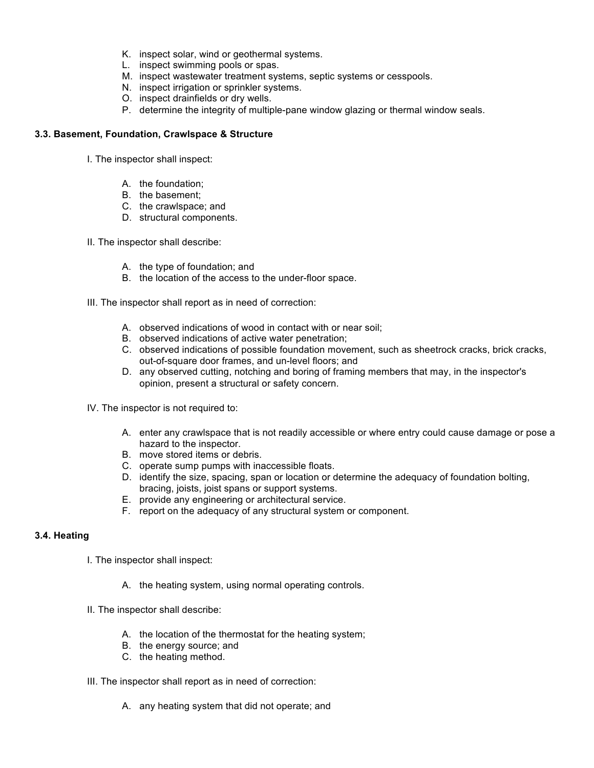K. inspect solar, wind or geothermal systems.
L. inspect swimming pools or spas.
M. inspect wastewater treatment systems, septic systems or cesspools.
N. inspect irrigation or sprinkler systems.
O. inspect drainfields or dry wells.
P. determine the integrity of multiple-pane window glazing or thermal window seals.

### 3.3. Basement, Foundation, Crawlspace & Structure

I. The inspector shall inspect:

A. the foundation;
B. the basement;
C. the crawlspace; and
D. structural components.

II. The inspector shall describe:

A. the type of foundation; and
B. the location of the access to the under-floor space.

III. The inspector shall report as in need of correction:

A. observed indications of wood in contact with or near soil;
B. observed indications of active water penetration;
C. observed indications of possible foundation movement, such as sheetrock cracks, brick cracks, out-of-square door frames, and un-level floors; and
D. any observed cutting, notching and boring of framing members that may, in the inspector's opinion, present a structural or safety concern.

IV. The inspector is not required to:

A. enter any crawlspace that is not readily accessible or where entry could cause damage or pose a hazard to the inspector.
B. move stored items or debris.
C. operate sump pumps with inaccessible floats.
D. identify the size, spacing, span or location or determine the adequacy of foundation bolting, bracing, joists, joist spans or support systems.
E. provide any engineering or architectural service.
F. report on the adequacy of any structural system or component.

### 3.4. Heating

I. The inspector shall inspect:

A. the heating system, using normal operating controls.

II. The inspector shall describe:

A. the location of the thermostat for the heating system;
B. the energy source; and
C. the heating method.

III. The inspector shall report as in need of correction:

A. any heating system that did not operate; and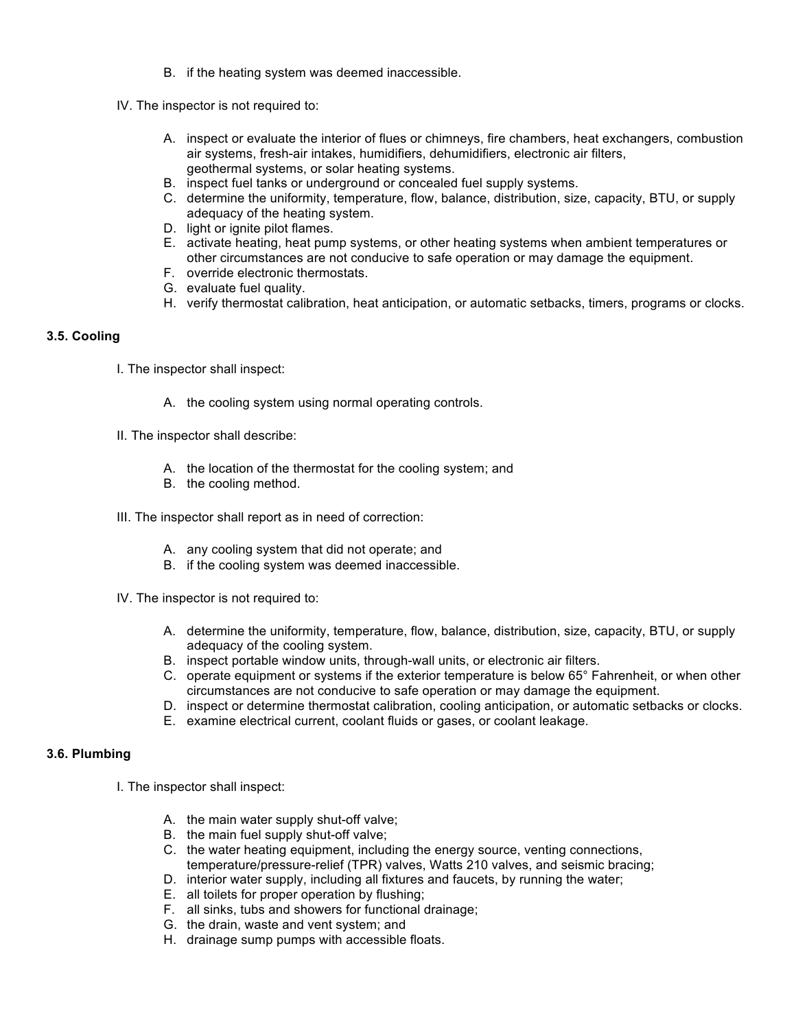B. if the heating system was deemed inaccessible.

IV. The inspector is not required to:

A. inspect or evaluate the interior of flues or chimneys, fire chambers, heat exchangers, combustion air systems, fresh-air intakes, humidifiers, dehumidifiers, electronic air filters, geothermal systems, or solar heating systems.
B. inspect fuel tanks or underground or concealed fuel supply systems.
C. determine the uniformity, temperature, flow, balance, distribution, size, capacity, BTU, or supply adequacy of the heating system.
D. light or ignite pilot flames.
E. activate heating, heat pump systems, or other heating systems when ambient temperatures or other circumstances are not conducive to safe operation or may damage the equipment.
F. override electronic thermostats.
G. evaluate fuel quality.
H. verify thermostat calibration, heat anticipation, or automatic setbacks, timers, programs or clocks.

### 3.5. Cooling

I. The inspector shall inspect:

A. the cooling system using normal operating controls.

II. The inspector shall describe:

A. the location of the thermostat for the cooling system; and
B. the cooling method.

III. The inspector shall report as in need of correction:

A. any cooling system that did not operate; and
B. if the cooling system was deemed inaccessible.

IV. The inspector is not required to:

A. determine the uniformity, temperature, flow, balance, distribution, size, capacity, BTU, or supply adequacy of the cooling system.
B. inspect portable window units, through-wall units, or electronic air filters.
C. operate equipment or systems if the exterior temperature is below 65° Fahrenheit, or when other circumstances are not conducive to safe operation or may damage the equipment.
D. inspect or determine thermostat calibration, cooling anticipation, or automatic setbacks or clocks.
E. examine electrical current, coolant fluids or gases, or coolant leakage.

### 3.6. Plumbing

I. The inspector shall inspect:

A. the main water supply shut-off valve;
B. the main fuel supply shut-off valve;
C. the water heating equipment, including the energy source, venting connections, temperature/pressure-relief (TPR) valves, Watts 210 valves, and seismic bracing;
D. interior water supply, including all fixtures and faucets, by running the water;
E. all toilets for proper operation by flushing;
F. all sinks, tubs and showers for functional drainage;
G. the drain, waste and vent system; and
H. drainage sump pumps with accessible floats.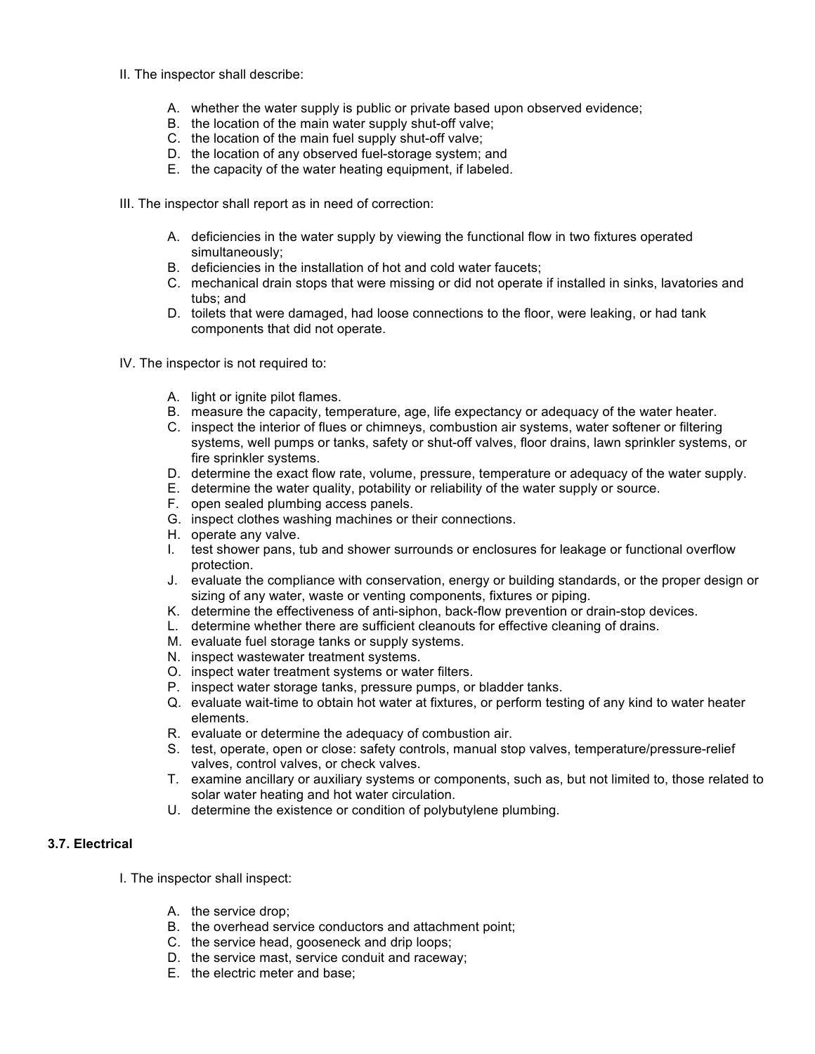II. The inspector shall describe:

A. whether the water supply is public or private based upon observed evidence;
B. the location of the main water supply shut-off valve;
C. the location of the main fuel supply shut-off valve;
D. the location of any observed fuel-storage system; and
E. the capacity of the water heating equipment, if labeled.

III. The inspector shall report as in need of correction:

A. deficiencies in the water supply by viewing the functional flow in two fixtures operated simultaneously;
B. deficiencies in the installation of hot and cold water faucets;
C. mechanical drain stops that were missing or did not operate if installed in sinks, lavatories and tubs; and
D. toilets that were damaged, had loose connections to the floor, were leaking, or had tank components that did not operate.

IV. The inspector is not required to:

A. light or ignite pilot flames.
B. measure the capacity, temperature, age, life expectancy or adequacy of the water heater.
C. inspect the interior of flues or chimneys, combustion air systems, water softener or filtering systems, well pumps or tanks, safety or shut-off valves, floor drains, lawn sprinkler systems, or fire sprinkler systems.
D. determine the exact flow rate, volume, pressure, temperature or adequacy of the water supply.
E. determine the water quality, potability or reliability of the water supply or source.
F. open sealed plumbing access panels.
G. inspect clothes washing machines or their connections.
H. operate any valve.
I. test shower pans, tub and shower surrounds or enclosures for leakage or functional overflow protection.
J. evaluate the compliance with conservation, energy or building standards, or the proper design or sizing of any water, waste or venting components, fixtures or piping.
K. determine the effectiveness of anti-siphon, back-flow prevention or drain-stop devices.
L. determine whether there are sufficient cleanouts for effective cleaning of drains.
M. evaluate fuel storage tanks or supply systems.
N. inspect wastewater treatment systems.
O. inspect water treatment systems or water filters.
P. inspect water storage tanks, pressure pumps, or bladder tanks.
Q. evaluate wait-time to obtain hot water at fixtures, or perform testing of any kind to water heater elements.
R. evaluate or determine the adequacy of combustion air.
S. test, operate, open or close: safety controls, manual stop valves, temperature/pressure-relief valves, control valves, or check valves.
T. examine ancillary or auxiliary systems or components, such as, but not limited to, those related to solar water heating and hot water circulation.
U. determine the existence or condition of polybutylene plumbing.

### 3.7. Electrical

I. The inspector shall inspect:

A. the service drop;
B. the overhead service conductors and attachment point;
C. the service head, gooseneck and drip loops;
D. the service mast, service conduit and raceway;
E. the electric meter and base;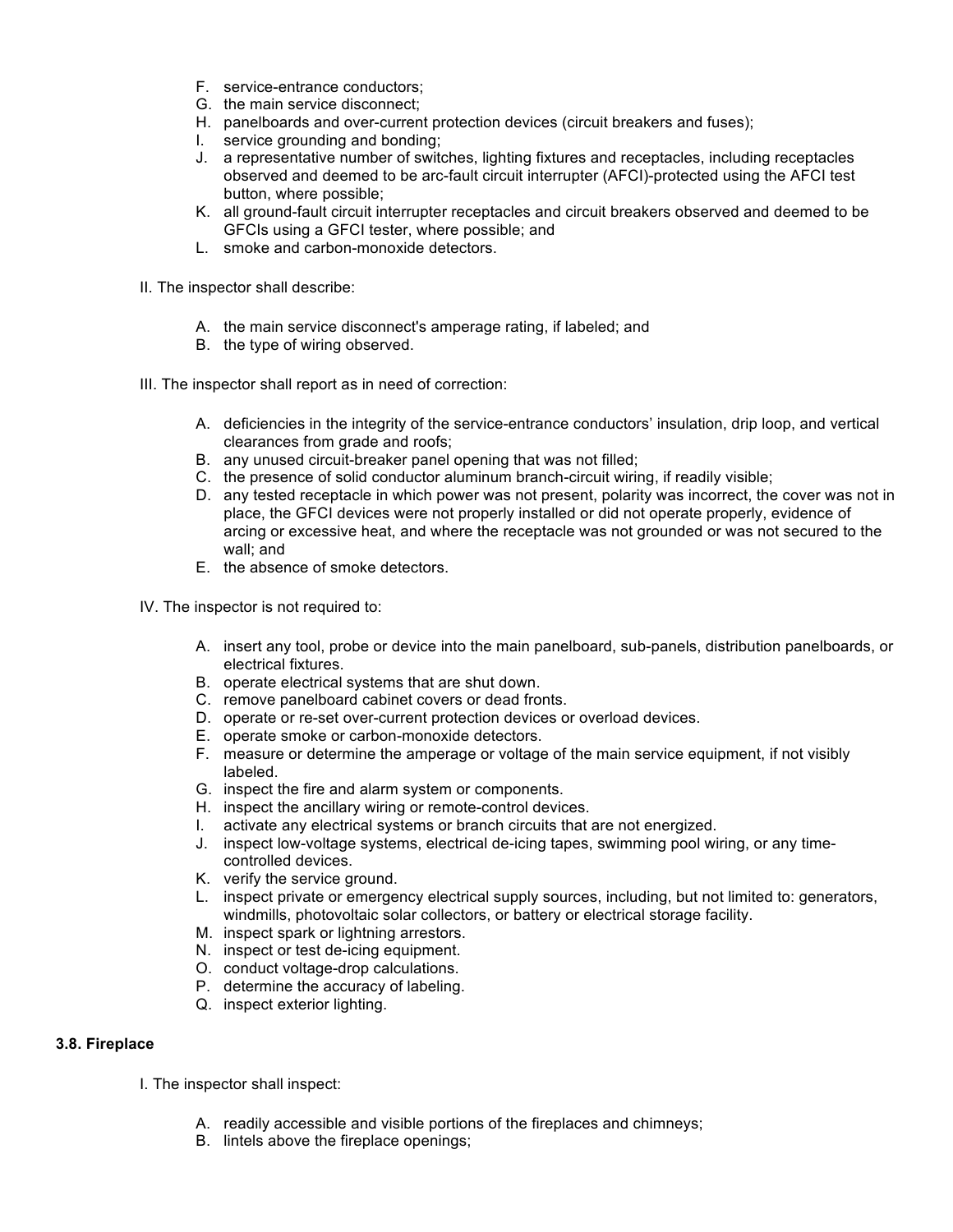F. service-entrance conductors;
G. the main service disconnect;
H. panelboards and over-current protection devices (circuit breakers and fuses);
I. service grounding and bonding;
J. a representative number of switches, lighting fixtures and receptacles, including receptacles observed and deemed to be arc-fault circuit interrupter (AFCI)-protected using the AFCI test button, where possible;
K. all ground-fault circuit interrupter receptacles and circuit breakers observed and deemed to be GFCIs using a GFCI tester, where possible; and
L. smoke and carbon-monoxide detectors.

II. The inspector shall describe:

A. the main service disconnect's amperage rating, if labeled; and
B. the type of wiring observed.

III. The inspector shall report as in need of correction:

A. deficiencies in the integrity of the service-entrance conductors' insulation, drip loop, and vertical clearances from grade and roofs;
B. any unused circuit-breaker panel opening that was not filled;
C. the presence of solid conductor aluminum branch-circuit wiring, if readily visible;
D. any tested receptacle in which power was not present, polarity was incorrect, the cover was not in place, the GFCI devices were not properly installed or did not operate properly, evidence of arcing or excessive heat, and where the receptacle was not grounded or was not secured to the wall; and
E. the absence of smoke detectors.

IV. The inspector is not required to:

A. insert any tool, probe or device into the main panelboard, sub-panels, distribution panelboards, or electrical fixtures.
B. operate electrical systems that are shut down.
C. remove panelboard cabinet covers or dead fronts.
D. operate or re-set over-current protection devices or overload devices.
E. operate smoke or carbon-monoxide detectors.
F. measure or determine the amperage or voltage of the main service equipment, if not visibly labeled.
G. inspect the fire and alarm system or components.
H. inspect the ancillary wiring or remote-control devices.
I. activate any electrical systems or branch circuits that are not energized.
J. inspect low-voltage systems, electrical de-icing tapes, swimming pool wiring, or any time-controlled devices.
K. verify the service ground.
L. inspect private or emergency electrical supply sources, including, but not limited to: generators, windmills, photovoltaic solar collectors, or battery or electrical storage facility.
M. inspect spark or lightning arrestors.
N. inspect or test de-icing equipment.
O. conduct voltage-drop calculations.
P. determine the accuracy of labeling.
Q. inspect exterior lighting.

### 3.8. Fireplace

I. The inspector shall inspect:

A. readily accessible and visible portions of the fireplaces and chimneys;
B. lintels above the fireplace openings;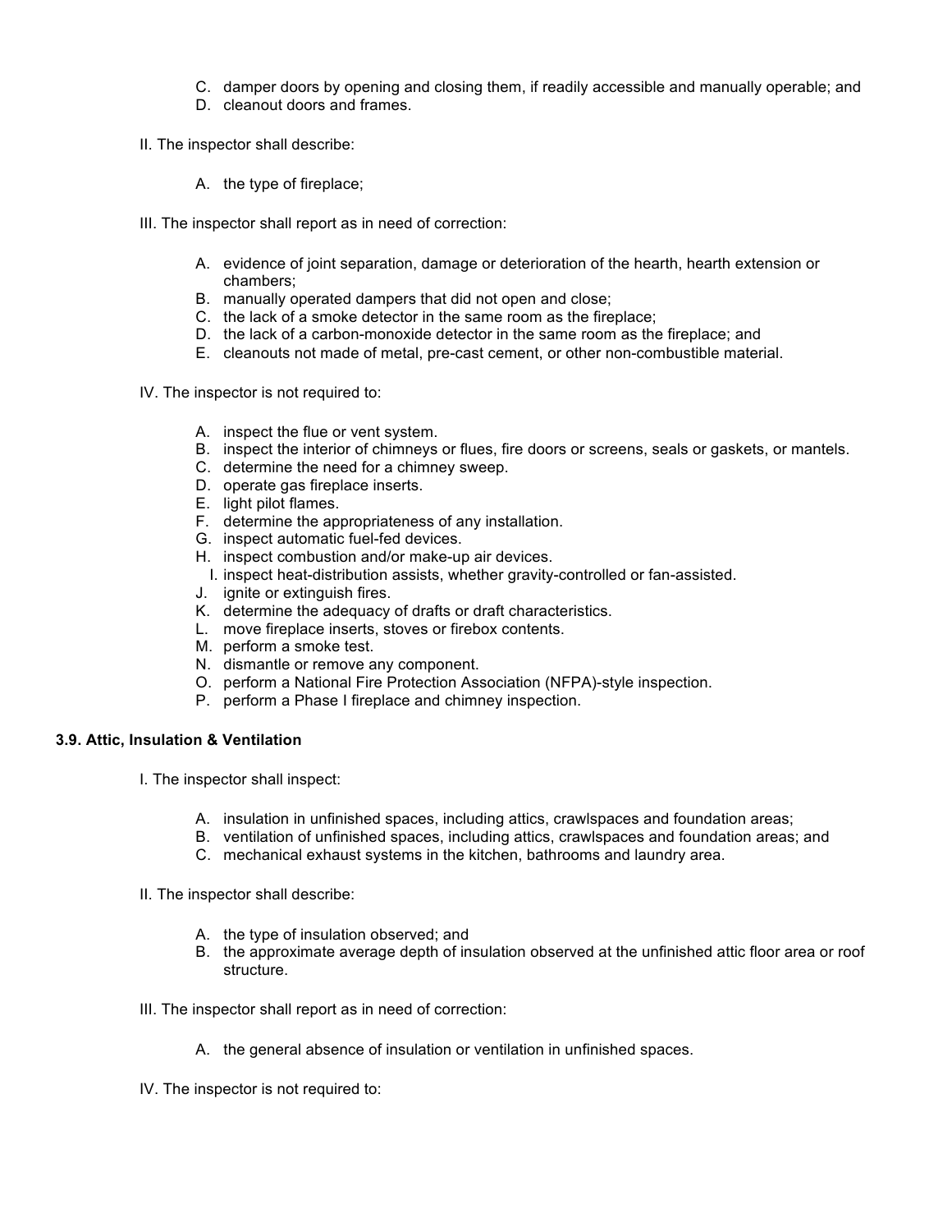C. damper doors by opening and closing them, if readily accessible and manually operable; and
D. cleanout doors and frames.

II. The inspector shall describe:

A. the type of fireplace;

III. The inspector shall report as in need of correction:

A. evidence of joint separation, damage or deterioration of the hearth, hearth extension or chambers;
B. manually operated dampers that did not open and close;
C. the lack of a smoke detector in the same room as the fireplace;
D. the lack of a carbon-monoxide detector in the same room as the fireplace; and
E. cleanouts not made of metal, pre-cast cement, or other non-combustible material.

IV. The inspector is not required to:

A. inspect the flue or vent system.
B. inspect the interior of chimneys or flues, fire doors or screens, seals or gaskets, or mantels.
C. determine the need for a chimney sweep.
D. operate gas fireplace inserts.
E. light pilot flames.
F. determine the appropriateness of any installation.
G. inspect automatic fuel-fed devices.
H. inspect combustion and/or make-up air devices.
I. inspect heat-distribution assists, whether gravity-controlled or fan-assisted.
J. ignite or extinguish fires.
K. determine the adequacy of drafts or draft characteristics.
L. move fireplace inserts, stoves or firebox contents.
M. perform a smoke test.
N. dismantle or remove any component.
O. perform a National Fire Protection Association (NFPA)-style inspection.
P. perform a Phase I fireplace and chimney inspection.

**3.9. Attic, Insulation & Ventilation**

I. The inspector shall inspect:

A. insulation in unfinished spaces, including attics, crawlspaces and foundation areas;
B. ventilation of unfinished spaces, including attics, crawlspaces and foundation areas; and
C. mechanical exhaust systems in the kitchen, bathrooms and laundry area.

II. The inspector shall describe:

A. the type of insulation observed; and
B. the approximate average depth of insulation observed at the unfinished attic floor area or roof structure.

III. The inspector shall report as in need of correction:

A. the general absence of insulation or ventilation in unfinished spaces.

IV. The inspector is not required to: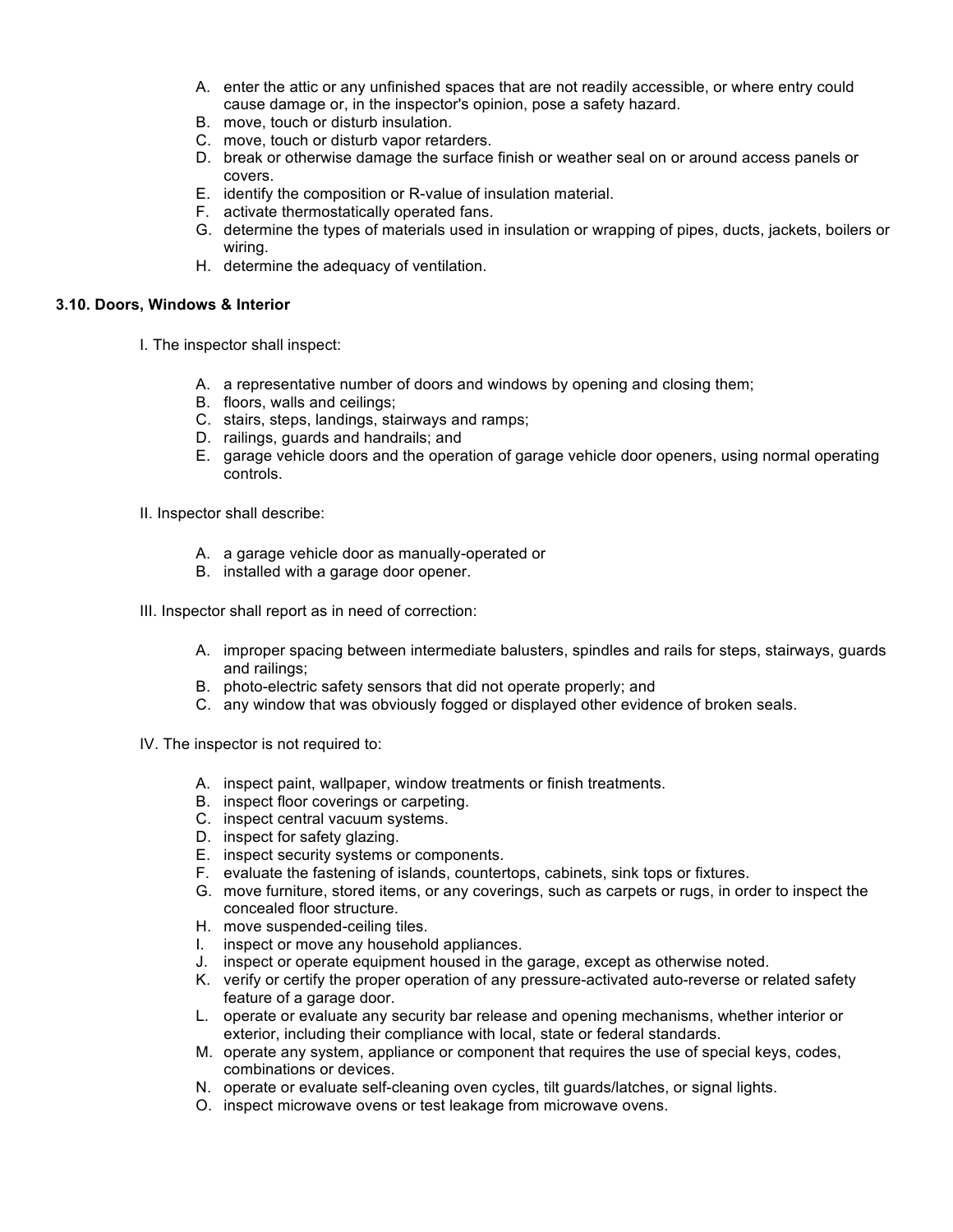A. enter the attic or any unfinished spaces that are not readily accessible, or where entry could cause damage or, in the inspector's opinion, pose a safety hazard.
B. move, touch or disturb insulation.
C. move, touch or disturb vapor retarders.
D. break or otherwise damage the surface finish or weather seal on or around access panels or covers.
E. identify the composition or R-value of insulation material.
F. activate thermostatically operated fans.
G. determine the types of materials used in insulation or wrapping of pipes, ducts, jackets, boilers or wiring.
H. determine the adequacy of ventilation.

**3.10. Doors, Windows & Interior**

I. The inspector shall inspect:

A. a representative number of doors and windows by opening and closing them;
B. floors, walls and ceilings;
C. stairs, steps, landings, stairways and ramps;
D. railings, guards and handrails; and
E. garage vehicle doors and the operation of garage vehicle door openers, using normal operating controls.

II. Inspector shall describe:

A. a garage vehicle door as manually-operated or
B. installed with a garage door opener.

III. Inspector shall report as in need of correction:

A. improper spacing between intermediate balusters, spindles and rails for steps, stairways, guards and railings;
B. photo-electric safety sensors that did not operate properly; and
C. any window that was obviously fogged or displayed other evidence of broken seals.

IV. The inspector is not required to:

A. inspect paint, wallpaper, window treatments or finish treatments.
B. inspect floor coverings or carpeting.
C. inspect central vacuum systems.
D. inspect for safety glazing.
E. inspect security systems or components.
F. evaluate the fastening of islands, countertops, cabinets, sink tops or fixtures.
G. move furniture, stored items, or any coverings, such as carpets or rugs, in order to inspect the concealed floor structure.
H. move suspended-ceiling tiles.
I. inspect or move any household appliances.
J. inspect or operate equipment housed in the garage, except as otherwise noted.
K. verify or certify the proper operation of any pressure-activated auto-reverse or related safety feature of a garage door.
L. operate or evaluate any security bar release and opening mechanisms, whether interior or exterior, including their compliance with local, state or federal standards.
M. operate any system, appliance or component that requires the use of special keys, codes, combinations or devices.
N. operate or evaluate self-cleaning oven cycles, tilt guards/latches, or signal lights.
O. inspect microwave ovens or test leakage from microwave ovens.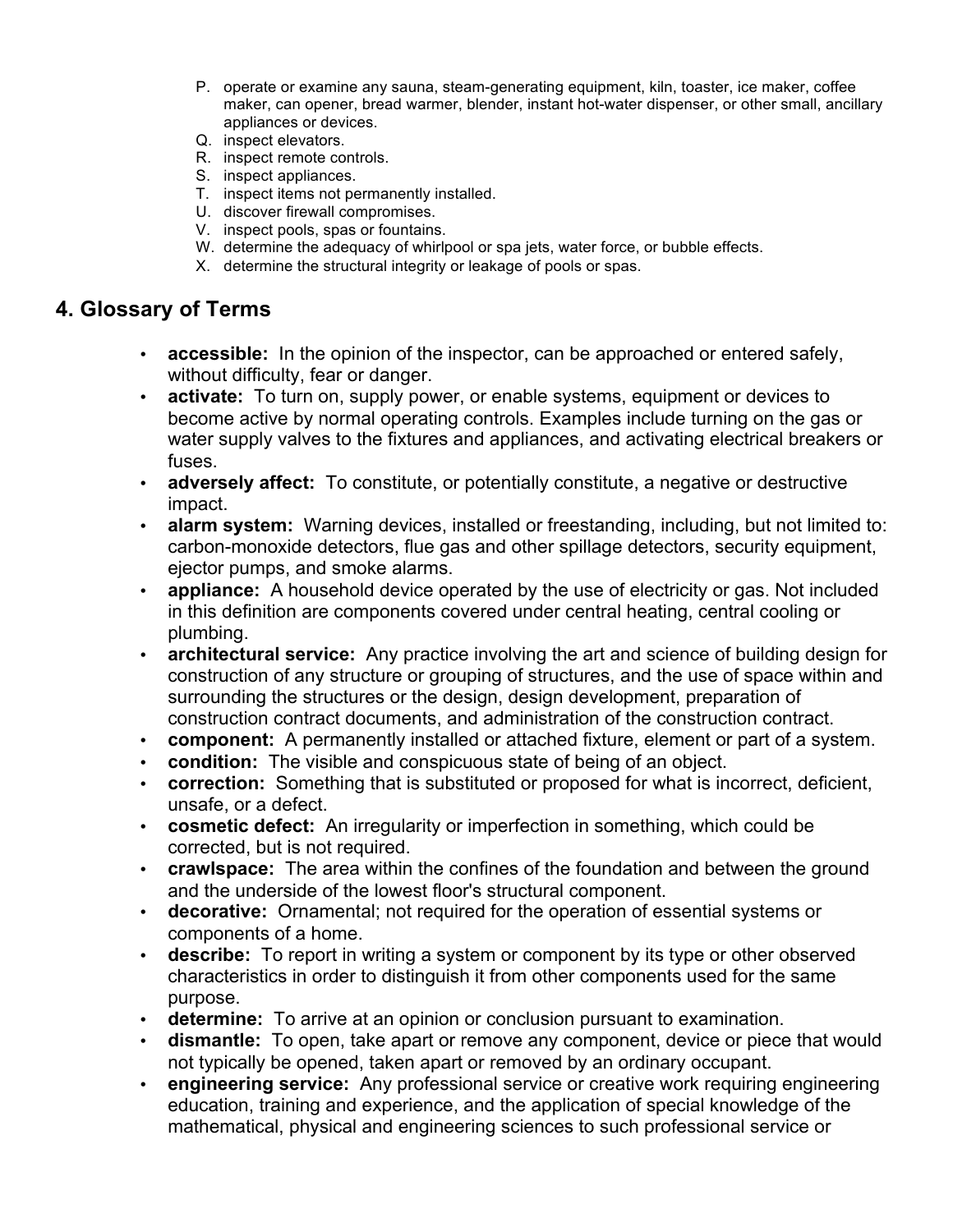P. operate or examine any sauna, steam-generating equipment, kiln, toaster, ice maker, coffee maker, can opener, bread warmer, blender, instant hot-water dispenser, or other small, ancillary appliances or devices.
Q. inspect elevators.
R. inspect remote controls.
S. inspect appliances.
T. inspect items not permanently installed.
U. discover firewall compromises.
V. inspect pools, spas or fountains.
W. determine the adequacy of whirlpool or spa jets, water force, or bubble effects.
X. determine the structural integrity or leakage of pools or spas.

## 4. Glossary of Terms

- **accessible:** In the opinion of the inspector, can be approached or entered safely, without difficulty, fear or danger.
- **activate:** To turn on, supply power, or enable systems, equipment or devices to become active by normal operating controls. Examples include turning on the gas or water supply valves to the fixtures and appliances, and activating electrical breakers or fuses.
- **adversely affect:** To constitute, or potentially constitute, a negative or destructive impact.
- **alarm system:** Warning devices, installed or freestanding, including, but not limited to: carbon-monoxide detectors, flue gas and other spillage detectors, security equipment, ejector pumps, and smoke alarms.
- **appliance:** A household device operated by the use of electricity or gas. Not included in this definition are components covered under central heating, central cooling or plumbing.
- **architectural service:** Any practice involving the art and science of building design for construction of any structure or grouping of structures, and the use of space within and surrounding the structures or the design, design development, preparation of construction contract documents, and administration of the construction contract.
- **component:** A permanently installed or attached fixture, element or part of a system.
- **condition:** The visible and conspicuous state of being of an object.
- **correction:** Something that is substituted or proposed for what is incorrect, deficient, unsafe, or a defect.
- **cosmetic defect:** An irregularity or imperfection in something, which could be corrected, but is not required.
- **crawlspace:** The area within the confines of the foundation and between the ground and the underside of the lowest floor's structural component.
- **decorative:** Ornamental; not required for the operation of essential systems or components of a home.
- **describe:** To report in writing a system or component by its type or other observed characteristics in order to distinguish it from other components used for the same purpose.
- **determine:** To arrive at an opinion or conclusion pursuant to examination.
- **dismantle:** To open, take apart or remove any component, device or piece that would not typically be opened, taken apart or removed by an ordinary occupant.
- **engineering service:** Any professional service or creative work requiring engineering education, training and experience, and the application of special knowledge of the mathematical, physical and engineering sciences to such professional service or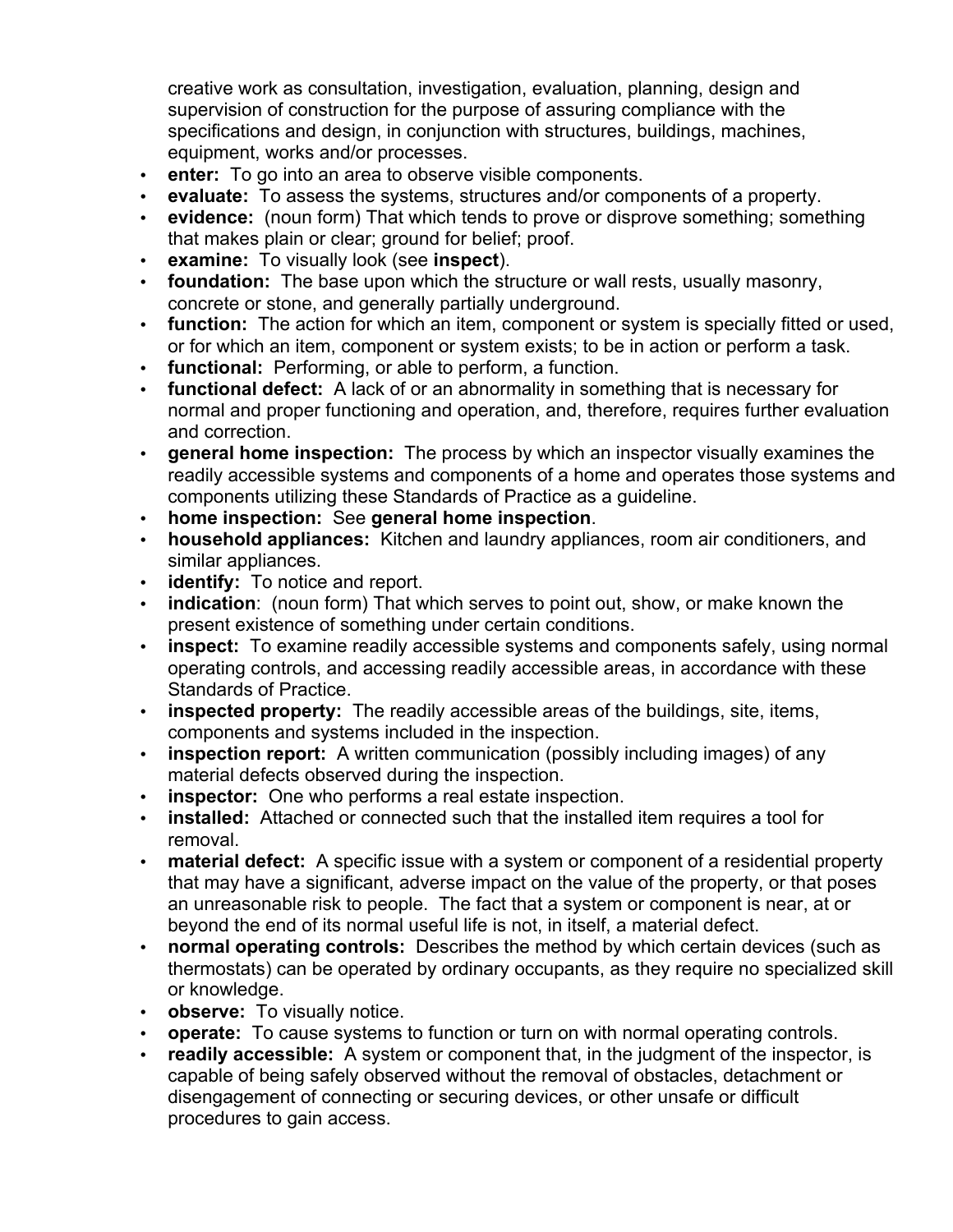creative work as consultation, investigation, evaluation, planning, design and supervision of construction for the purpose of assuring compliance with the specifications and design, in conjunction with structures, buildings, machines, equipment, works and/or processes.

- **enter:** To go into an area to observe visible components.
- **evaluate:** To assess the systems, structures and/or components of a property.
- **evidence:** (noun form) That which tends to prove or disprove something; something that makes plain or clear; ground for belief; proof.
- **examine:** To visually look (see **inspect**).
- **foundation:** The base upon which the structure or wall rests, usually masonry, concrete or stone, and generally partially underground.
- **function:** The action for which an item, component or system is specially fitted or used, or for which an item, component or system exists; to be in action or perform a task.
- **functional:** Performing, or able to perform, a function.
- **functional defect:** A lack of or an abnormality in something that is necessary for normal and proper functioning and operation, and, therefore, requires further evaluation and correction.
- **general home inspection:** The process by which an inspector visually examines the readily accessible systems and components of a home and operates those systems and components utilizing these Standards of Practice as a guideline.
- **home inspection:** See **general home inspection**.
- **household appliances:** Kitchen and laundry appliances, room air conditioners, and similar appliances.
- **identify:** To notice and report.
- **indication**: (noun form) That which serves to point out, show, or make known the present existence of something under certain conditions.
- **inspect:** To examine readily accessible systems and components safely, using normal operating controls, and accessing readily accessible areas, in accordance with these Standards of Practice.
- **inspected property:** The readily accessible areas of the buildings, site, items, components and systems included in the inspection.
- **inspection report:** A written communication (possibly including images) of any material defects observed during the inspection.
- **inspector:** One who performs a real estate inspection.
- **installed:** Attached or connected such that the installed item requires a tool for removal.
- **material defect:** A specific issue with a system or component of a residential property that may have a significant, adverse impact on the value of the property, or that poses an unreasonable risk to people. The fact that a system or component is near, at or beyond the end of its normal useful life is not, in itself, a material defect.
- **normal operating controls:** Describes the method by which certain devices (such as thermostats) can be operated by ordinary occupants, as they require no specialized skill or knowledge.
- **observe:** To visually notice.
- **operate:** To cause systems to function or turn on with normal operating controls.
- **readily accessible:** A system or component that, in the judgment of the inspector, is capable of being safely observed without the removal of obstacles, detachment or disengagement of connecting or securing devices, or other unsafe or difficult procedures to gain access.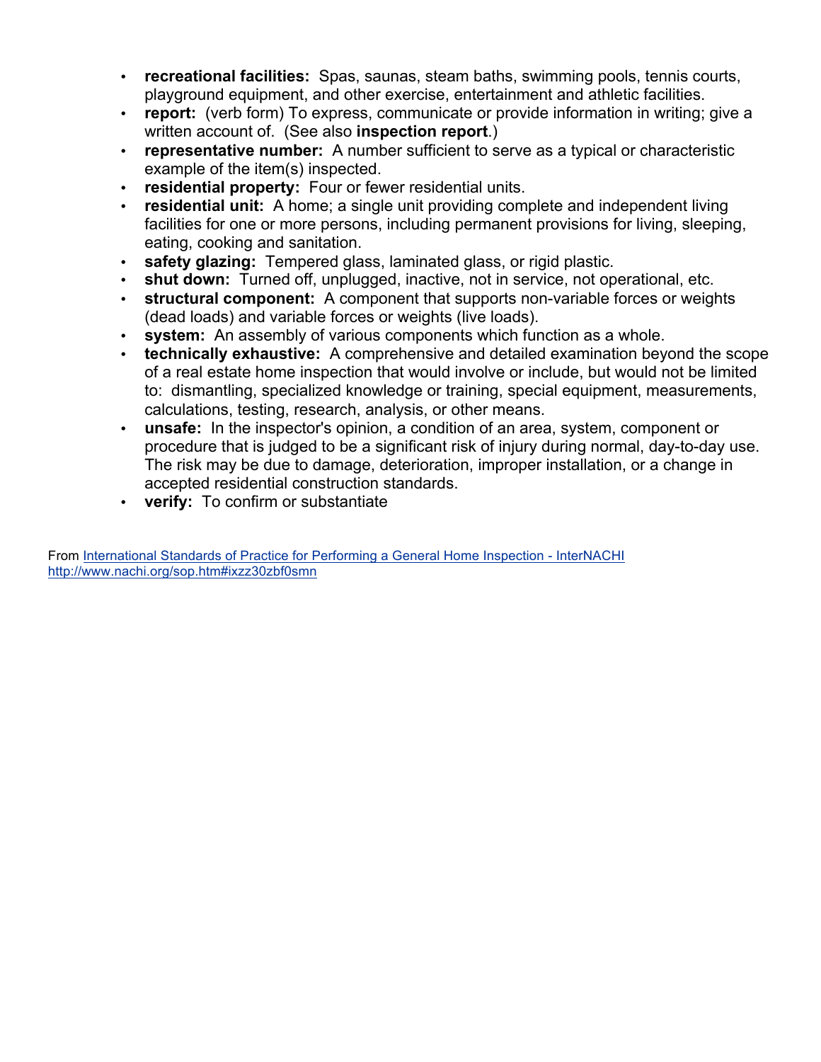- **recreational facilities:** Spas, saunas, steam baths, swimming pools, tennis courts, playground equipment, and other exercise, entertainment and athletic facilities.
- **report:** (verb form) To express, communicate or provide information in writing; give a written account of. (See also **inspection report**.)
- **representative number:** A number sufficient to serve as a typical or characteristic example of the item(s) inspected.
- **residential property:** Four or fewer residential units.
- **residential unit:** A home; a single unit providing complete and independent living facilities for one or more persons, including permanent provisions for living, sleeping, eating, cooking and sanitation.
- **safety glazing:** Tempered glass, laminated glass, or rigid plastic.
- **shut down:** Turned off, unplugged, inactive, not in service, not operational, etc.
- **structural component:** A component that supports non-variable forces or weights (dead loads) and variable forces or weights (live loads).
- **system:** An assembly of various components which function as a whole.
- **technically exhaustive:** A comprehensive and detailed examination beyond the scope of a real estate home inspection that would involve or include, but would not be limited to: dismantling, specialized knowledge or training, special equipment, measurements, calculations, testing, research, analysis, or other means.
- **unsafe:** In the inspector's opinion, a condition of an area, system, component or procedure that is judged to be a significant risk of injury during normal, day-to-day use. The risk may be due to damage, deterioration, improper installation, or a change in accepted residential construction standards.
- **verify:** To confirm or substantiate

From [International Standards of Practice for Performing a General Home Inspection - InterNACHI](http://www.nachi.org/sop.htm#ixzz30zbf0smn)
http://www.nachi.org/sop.htm#ixzz30zbf0smn